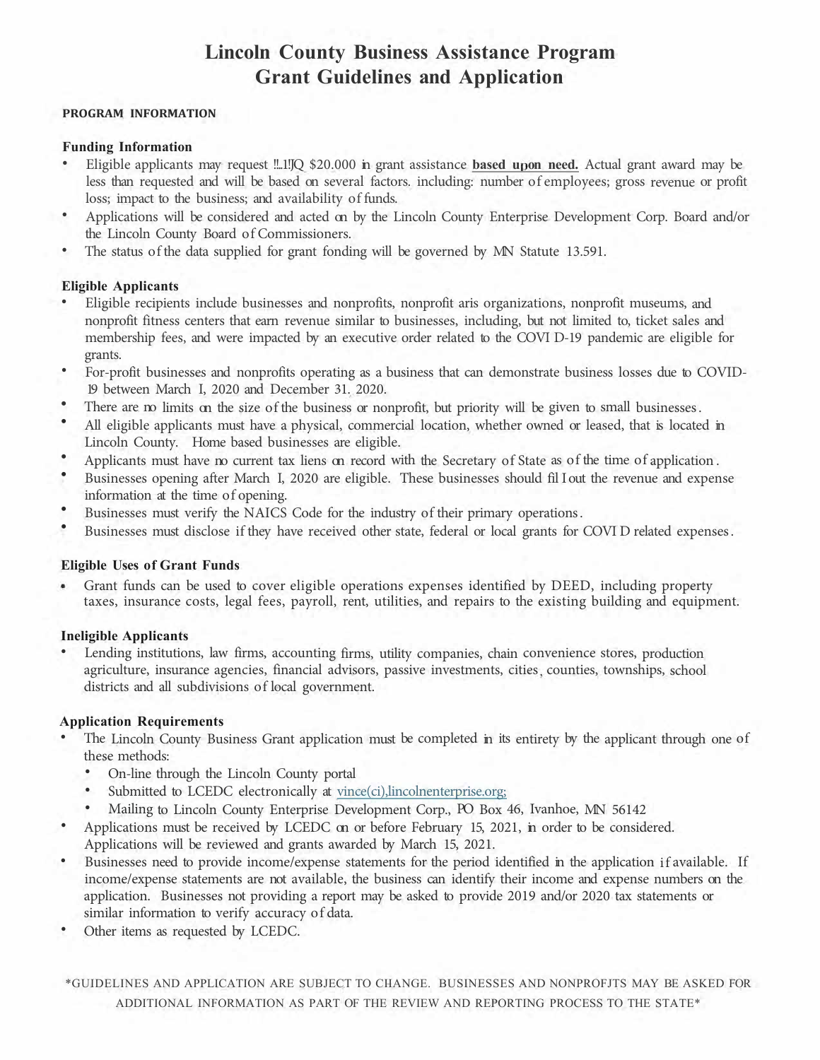# Lincoln County Business Assistance Program
# Grant Guidelines and Application

**PROGRAM INFORMATION**

### Funding Information

- Eligible applicants may request !!..1!JQ $20.000 in grant assistance **based upon need.** Actual grant award may be less than requested and will be based on several factors. including: number of employees; gross revenue or profit loss; impact to the business; and availability of funds.
- Applications will be considered and acted on by the Lincoln County Enterprise Development Corp. Board and/or the Lincoln County Board of Commissioners.
- The status of the data supplied for grant fonding will be governed by MN Statute 13.591.

### Eligible Applicants

- Eligible recipients include businesses and nonprofits, nonprofit aris organizations, nonprofit museums, and nonprofit fitness centers that earn revenue similar to businesses, including, but not limited to, ticket sales and membership fees, and were impacted by an executive order related to the COVI D-19 pandemic are eligible for grants.
- For-profit businesses and nonprofits operating as a business that can demonstrate business losses due to COVID-19 between March I, 2020 and December 31. 2020.
- There are no limits on the size of the business or nonprofit, but priority will be given to small businesses.
- All eligible applicants must have a physical, commercial location, whether owned or leased, that is located in Lincoln County. Home based businesses are eligible.
- Applicants must have no current tax liens on record with the Secretary of State as of the time of application.
- Businesses opening after March I, 2020 are eligible. These businesses should fil I out the revenue and expense information at the time of opening.
- Businesses must verify the NAICS Code for the industry of their primary operations.
- Businesses must disclose if they have received other state, federal or local grants for COVI D related expenses.

### Eligible Uses of Grant Funds

- Grant funds can be used to cover eligible operations expenses identified by DEED, including property taxes, insurance costs, legal fees, payroll, rent, utilities, and repairs to the existing building and equipment.

### Ineligible Applicants

- Lending institutions, law firms, accounting firms, utility companies, chain convenience stores, production agriculture, insurance agencies, financial advisors, passive investments, cities, counties, townships, school districts and all subdivisions of local government.

### Application Requirements

- The Lincoln County Business Grant application must be completed in its entirety by the applicant through one of these methods:
  - On-line through the Lincoln County portal
  - Submitted to LCEDC electronically at vince(ci),lincolnenterprise.org;
  - Mailing to Lincoln County Enterprise Development Corp., PO Box 46, Ivanhoe, MN 56142
- Applications must be received by LCEDC on or before February 15, 2021, in order to be considered. Applications will be reviewed and grants awarded by March 15, 2021.
- Businesses need to provide income/expense statements for the period identified in the application if available. If income/expense statements are not available, the business can identify their income and expense numbers on the application. Businesses not providing a report may be asked to provide 2019 and/or 2020 tax statements or similar information to verify accuracy of data.
- Other items as requested by LCEDC.

*GUIDELINES AND APPLICATION ARE SUBJECT TO CHANGE. BUSINESSES AND NONPROFJTS MAY BE ASKED FOR ADDITIONAL INFORMATION AS PART OF THE REVIEW AND REPORTING PROCESS TO THE STATE*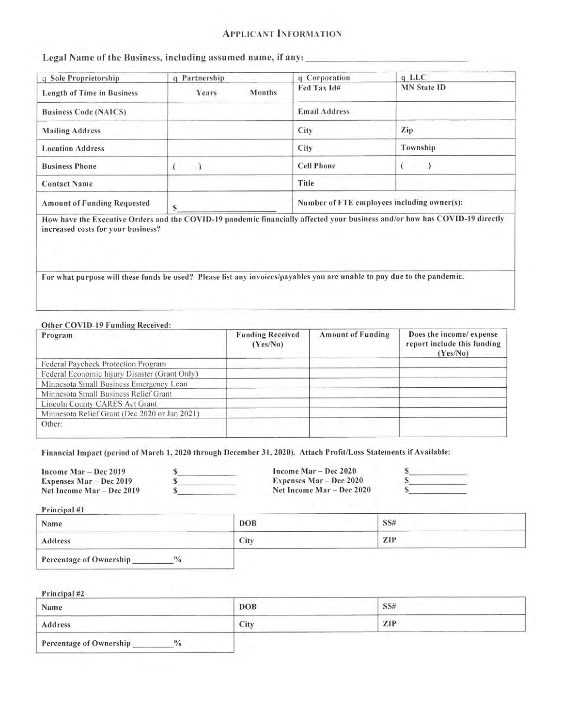## APPLICANT INFORMATION

**Legal Name of the Business, including assumed name, if any:** ______________________________

| q Sole Proprietorship | q Partnership | q Corporation | q LLC |
|---|---|---|---|
| **Length of Time in Business** | Years Months | **Fed Tax Id#** | **MN State ID** |
| **Business Code (NAICS)** | | **Email Address** | |
| **Mailing Address** | | **City** | **Zip** |
| **Location Address** | | **City** | **Township** |
| **Business Phone** | ( ) | **Cell Phone** | ( ) |
| **Contact Name** | | **Title** | |
| **Amount of Funding Requested** | $__________________ | **Number of FTE employees including owner(s):** | |

**How have the Executive Orders and the COVID-19 pandemic financially affected your business and/or how has COVID-19 directly increased costs for your business?**

**For what purpose will these funds be used? Please list any invoices/payables you are unable to pay due to the pandemic.**

**Other COVID-19 Funding Received:**

| Program | Funding Received (Yes/No) | Amount of Funding | Does the income/ expense report include this funding (Yes/No) |
|---|---|---|---|
| Federal Paycheck Protection Program | | | |
| Federal Economic Injury Disaster (Grant Only) | | | |
| Minnesota Small Business Emergency Loan | | | |
| Minnesota Small Business Relief Grant | | | |
| Lincoln County CARES Act Grant | | | |
| Minnesota Relief Grant (Dec 2020 or Jan 2021) | | | |
| Other: | | | |

**Financial Impact (period of March 1, 2020 through December 31, 2020). Attach Profit/Loss Statements if Available:**

**Income Mar – Dec 2019** $__________  
**Expenses Mar – Dec 2019** $__________  
**Net Income Mar – Dec 2019** $__________

**Income Mar – Dec 2020** $__________  
**Expenses Mar – Dec 2020** $__________  
**Net Income Mar – Dec 2020** $__________

**Principal #1**

| Name | DOB | SS# |
|---|---|---|
| **Address** | **City** | **ZIP** |
| **Percentage of Ownership** ________% | | |

**Principal #2**

| Name | DOB | SS# |
|---|---|---|
| **Address** | **City** | **ZIP** |
| **Percentage of Ownership** ________% | | |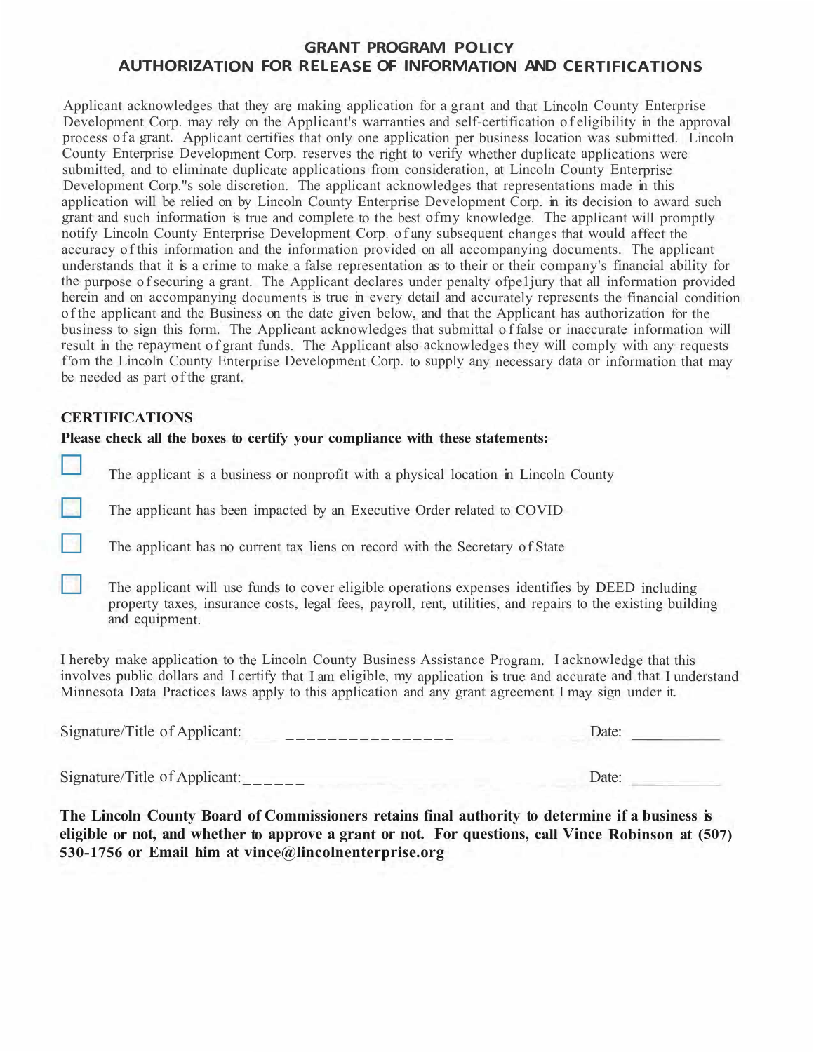## GRANT PROGRAM POLICY
## AUTHORIZATION FOR RELEASE OF INFORMATION AND CERTIFICATIONS

Applicant acknowledges that they are making application for a grant and that Lincoln County Enterprise Development Corp. may rely on the Applicant's warranties and self-certification of eligibility in the approval process of a grant. Applicant certifies that only one application per business location was submitted. Lincoln County Enterprise Development Corp. reserves the right to verify whether duplicate applications were submitted, and to eliminate duplicate applications from consideration, at Lincoln County Enterprise Development Corp."s sole discretion. The applicant acknowledges that representations made in this application will be relied on by Lincoln County Enterprise Development Corp. in its decision to award such grant and such information is true and complete to the best of my knowledge. The applicant will promptly notify Lincoln County Enterprise Development Corp. of any subsequent changes that would affect the accuracy of this information and the information provided on all accompanying documents. The applicant understands that it is a crime to make a false representation as to their or their company's financial ability for the purpose of securing a grant. The Applicant declares under penalty of pe1jury that all information provided herein and on accompanying documents is true in every detail and accurately represents the financial condition of the applicant and the Business on the date given below, and that the Applicant has authorization for the business to sign this form. The Applicant acknowledges that submittal of false or inaccurate information will result in the repayment of grant funds. The Applicant also acknowledges they will comply with any requests f'om the Lincoln County Enterprise Development Corp. to supply any necessary data or information that may be needed as part of the grant.

**CERTIFICATIONS**

**Please check all the boxes to certify your compliance with these statements:**

- ☐ The applicant is a business or nonprofit with a physical location in Lincoln County
- ☐ The applicant has been impacted by an Executive Order related to COVID
- ☐ The applicant has no current tax liens on record with the Secretary of State
- ☐ The applicant will use funds to cover eligible operations expenses identifies by DEED including property taxes, insurance costs, legal fees, payroll, rent, utilities, and repairs to the existing building and equipment.

I hereby make application to the Lincoln County Business Assistance Program. I acknowledge that this involves public dollars and I certify that I am eligible, my application is true and accurate and that I understand Minnesota Data Practices laws apply to this application and any grant agreement I may sign under it.

Signature/Title of Applicant: _____________________ Date: __________

Signature/Title of Applicant: _____________________ Date: __________

**The Lincoln County Board of Commissioners retains final authority to determine if a business is eligible or not, and whether to approve a grant or not. For questions, call Vince Robinson at (507) 530-1756 or Email him at vince@lincolnenterprise.org**